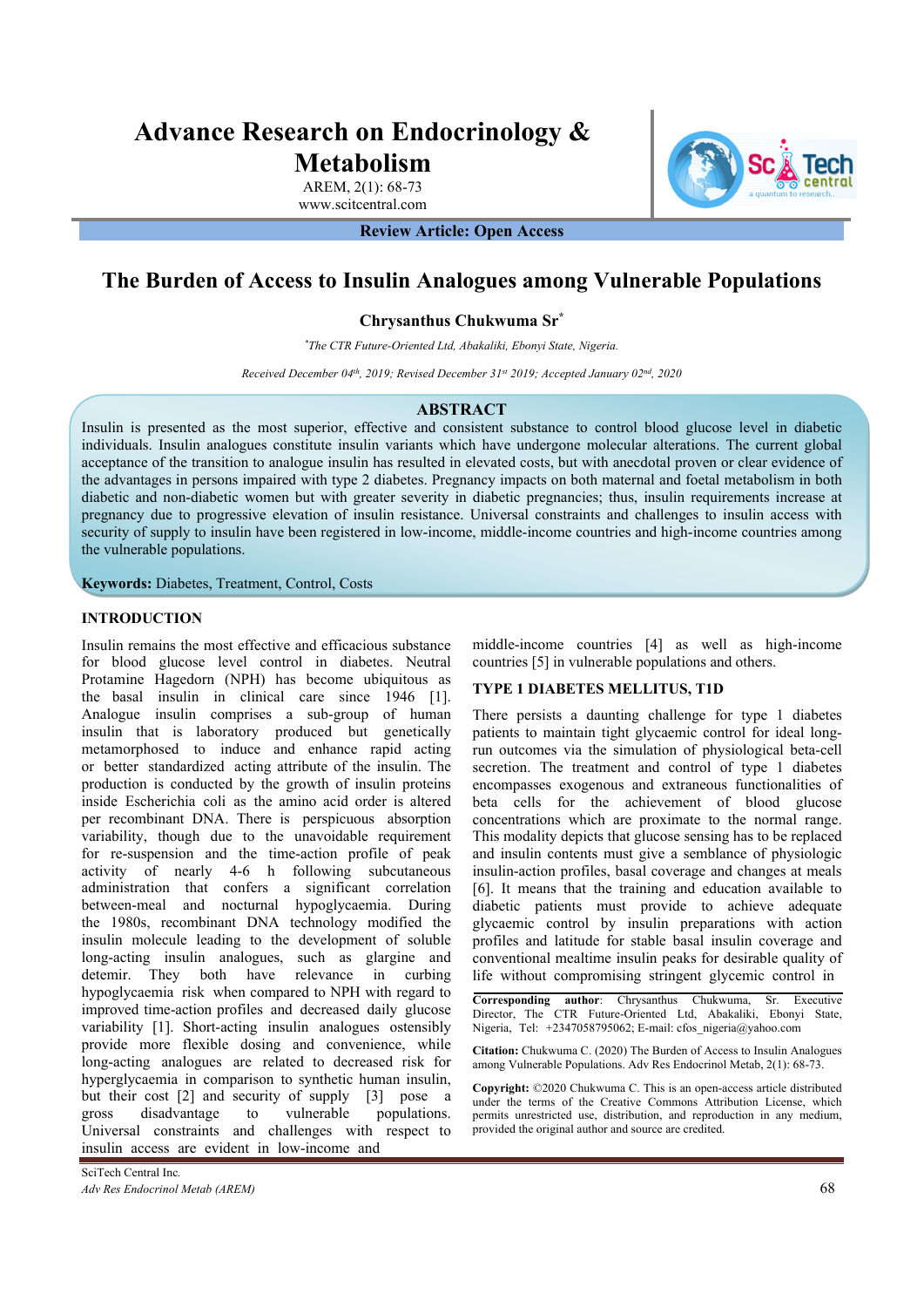# The Burden of Access to Insulin Analogues among Vulnerable Populations

**Chrysanthus Chukwuma Sr***

*The CTR Future-Oriented Ltd, Abakaliki, Ebonyi State, Nigeria.*

*Received December 04th, 2019; Revised December 31st 2019; Accepted January 02nd, 2020*

## ABSTRACT

Insulin is presented as the most superior, effective and consistent substance to control blood glucose level in diabetic individuals. Insulin analogues constitute insulin variants which have undergone molecular alterations. The current global acceptance of the transition to analogue insulin has resulted in elevated costs, but with anecdotal proven or clear evidence of the advantages in persons impaired with type 2 diabetes. Pregnancy impacts on both maternal and foetal metabolism in both diabetic and non-diabetic women but with greater severity in diabetic pregnancies; thus, insulin requirements increase at pregnancy due to progressive elevation of insulin resistance. Universal constraints and challenges to insulin access with security of supply to insulin have been registered in low-income, middle-income countries and high-income countries among the vulnerable populations.

**Keywords:** Diabetes, Treatment, Control, Costs

## INTRODUCTION

Insulin remains the most effective and efficacious substance for blood glucose level control in diabetes. Neutral Protamine Hagedorn (NPH) has become ubiquitous as the basal insulin in clinical care since 1946 [1]. Analogue insulin comprises a sub-group of human insulin that is laboratory produced but genetically metamorphosed to induce and enhance rapid acting or better standardized acting attribute of the insulin. The production is conducted by the growth of insulin proteins inside Escherichia coli as the amino acid order is altered per recombinant DNA. There is perspicuous absorption variability, though due to the unavoidable requirement for re-suspension and the time-action profile of peak activity of nearly 4-6 h following subcutaneous administration that confers a significant correlation between-meal and nocturnal hypoglycaemia. During the 1980s, recombinant DNA technology modified the insulin molecule leading to the development of soluble long-acting insulin analogues, such as glargine and detemir. They both have relevance in curbing hypoglycaemia risk when compared to NPH with regard to improved time-action profiles and decreased daily glucose variability [1]. Short-acting insulin analogues ostensibly provide more flexible dosing and convenience, while long-acting analogues are related to decreased risk for hyperglycaemia in comparison to synthetic human insulin, but their cost [2] and security of supply [3] pose a gross disadvantage to vulnerable populations. Universal constraints and challenges with respect to insulin access are evident in low-income and middle-income countries [4] as well as high-income countries [5] in vulnerable populations and others.

## TYPE 1 DIABETES MELLITUS, T1D

There persists a daunting challenge for type 1 diabetes patients to maintain tight glycaemic control for ideal long-run outcomes via the simulation of physiological beta-cell secretion. The treatment and control of type 1 diabetes encompasses exogenous and extraneous functionalities of beta cells for the achievement of blood glucose concentrations which are proximate to the normal range. This modality depicts that glucose sensing has to be replaced and insulin contents must give a semblance of physiologic insulin-action profiles, basal coverage and changes at meals [6]. It means that the training and education available to diabetic patients must provide to achieve adequate glycaemic control by insulin preparations with action profiles and latitude for stable basal insulin coverage and conventional mealtime insulin peaks for desirable quality of life without compromising stringent glycemic control in

**Corresponding author**: Chrysanthus Chukwuma, Sr. Executive Director, The CTR Future-Oriented Ltd, Abakaliki, Ebonyi State, Nigeria, Tel: +2347058795062; E-mail: cfos_nigeria@yahoo.com

**Citation:** Chukwuma C. (2020) The Burden of Access to Insulin Analogues among Vulnerable Populations. Adv Res Endocrinol Metab, 2(1): 68-73.

**Copyright:** ©2020 Chukwuma C. This is an open-access article distributed under the terms of the Creative Commons Attribution License, which permits unrestricted use, distribution, and reproduction in any medium, provided the original author and source are credited.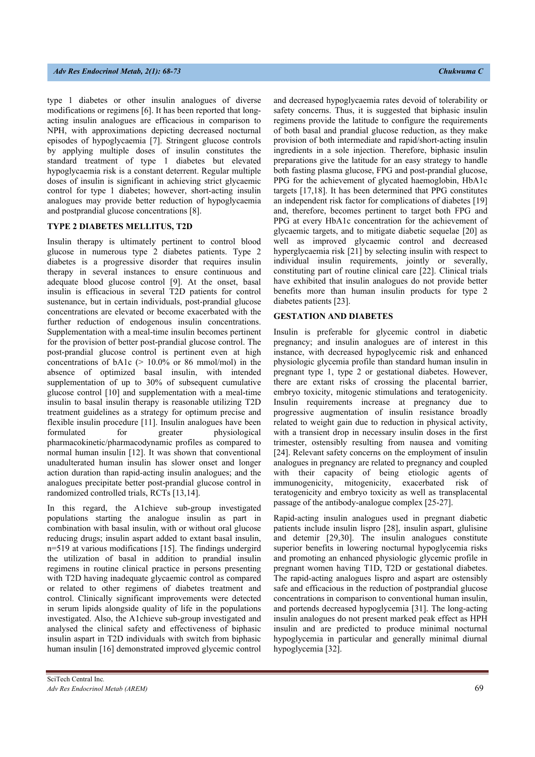type 1 diabetes or other insulin analogues of diverse modifications or regimens [6]. It has been reported that long-acting insulin analogues are efficacious in comparison to NPH, with approximations depicting decreased nocturnal episodes of hypoglycaemia [7]. Stringent glucose controls by applying multiple doses of insulin constitutes the standard treatment of type 1 diabetes but elevated hypoglycaemia risk is a constant deterrent. Regular multiple doses of insulin is significant in achieving strict glycaemic control for type 1 diabetes; however, short-acting insulin analogues may provide better reduction of hypoglycaemia and postprandial glucose concentrations [8].

## TYPE 2 DIABETES MELLITUS, T2D

Insulin therapy is ultimately pertinent to control blood glucose in numerous type 2 diabetes patients. Type 2 diabetes is a progressive disorder that requires insulin therapy in several instances to ensure continuous and adequate blood glucose control [9]. At the onset, basal insulin is efficacious in several T2D patients for control sustenance, but in certain individuals, post-prandial glucose concentrations are elevated or become exacerbated with the further reduction of endogenous insulin concentrations. Supplementation with a meal-time insulin becomes pertinent for the provision of better post-prandial glucose control. The post-prandial glucose control is pertinent even at high concentrations of bA1c (> 10.0% or 86 mmol/mol) in the absence of optimized basal insulin, with intended supplementation of up to 30% of subsequent cumulative glucose control [10] and supplementation with a meal-time insulin to basal insulin therapy is reasonable utilizing T2D treatment guidelines as a strategy for optimum precise and flexible insulin procedure [11]. Insulin analogues have been formulated for greater physiological pharmacokinetic/pharmacodynamic profiles as compared to normal human insulin [12]. It was shown that conventional unadulterated human insulin has slower onset and longer action duration than rapid-acting insulin analogues; and the analogues precipitate better post-prandial glucose control in randomized controlled trials, RCTs [13,14].

In this regard, the A1chieve sub-group investigated populations starting the analogue insulin as part in combination with basal insulin, with or without oral glucose reducing drugs; insulin aspart added to extant basal insulin, n=519 at various modifications [15]. The findings undergird the utilization of basal in addition to prandial insulin regimens in routine clinical practice in persons presenting with T2D having inadequate glycaemic control as compared or related to other regimens of diabetes treatment and control. Clinically significant improvements were detected in serum lipids alongside quality of life in the populations investigated. Also, the A1chieve sub-group investigated and analysed the clinical safety and effectiveness of biphasic insulin aspart in T2D individuals with switch from biphasic human insulin [16] demonstrated improved glycemic control and decreased hypoglycaemia rates devoid of tolerability or safety concerns. Thus, it is suggested that biphasic insulin regimens provide the latitude to configure the requirements of both basal and prandial glucose reduction, as they make provision of both intermediate and rapid/short-acting insulin ingredients in a sole injection. Therefore, biphasic insulin preparations give the latitude for an easy strategy to handle both fasting plasma glucose, FPG and post-prandial glucose, PPG for the achievement of glycated haemoglobin, HbA1c targets [17,18]. It has been determined that PPG constitutes an independent risk factor for complications of diabetes [19] and, therefore, becomes pertinent to target both FPG and PPG at every HbA1c concentration for the achievement of glycaemic targets, and to mitigate diabetic sequelae [20] as well as improved glycaemic control and decreased hyperglycaemia risk [21] by selecting insulin with respect to individual insulin requirements, jointly or severally, constituting part of routine clinical care [22]. Clinical trials have exhibited that insulin analogues do not provide better benefits more than human insulin products for type 2 diabetes patients [23].

## GESTATION AND DIABETES

Insulin is preferable for glycemic control in diabetic pregnancy; and insulin analogues are of interest in this instance, with decreased hypoglycemic risk and enhanced physiologic glycemia profile than standard human insulin in pregnant type 1, type 2 or gestational diabetes. However, there are extant risks of crossing the placental barrier, embryo toxicity, mitogenic stimulations and teratogenicity. Insulin requirements increase at pregnancy due to progressive augmentation of insulin resistance broadly related to weight gain due to reduction in physical activity, with a transient drop in necessary insulin doses in the first trimester, ostensibly resulting from nausea and vomiting [24]. Relevant safety concerns on the employment of insulin analogues in pregnancy are related to pregnancy and coupled with their capacity of being etiologic agents of immunogenicity, mitogenicity, exacerbated risk of teratogenicity and embryo toxicity as well as transplacental passage of the antibody-analogue complex [25-27].

Rapid-acting insulin analogues used in pregnant diabetic patients include insulin lispro [28], insulin aspart, glulisine and detemir [29,30]. The insulin analogues constitute superior benefits in lowering nocturnal hypoglycemia risks and promoting an enhanced physiologic glycemic profile in pregnant women having T1D, T2D or gestational diabetes. The rapid-acting analogues lispro and aspart are ostensibly safe and efficacious in the reduction of postprandial glucose concentrations in comparison to conventional human insulin, and portends decreased hypoglycemia [31]. The long-acting insulin analogues do not present marked peak effect as HPH insulin and are predicted to produce minimal nocturnal hypoglycemia in particular and generally minimal diurnal hypoglycemia [32].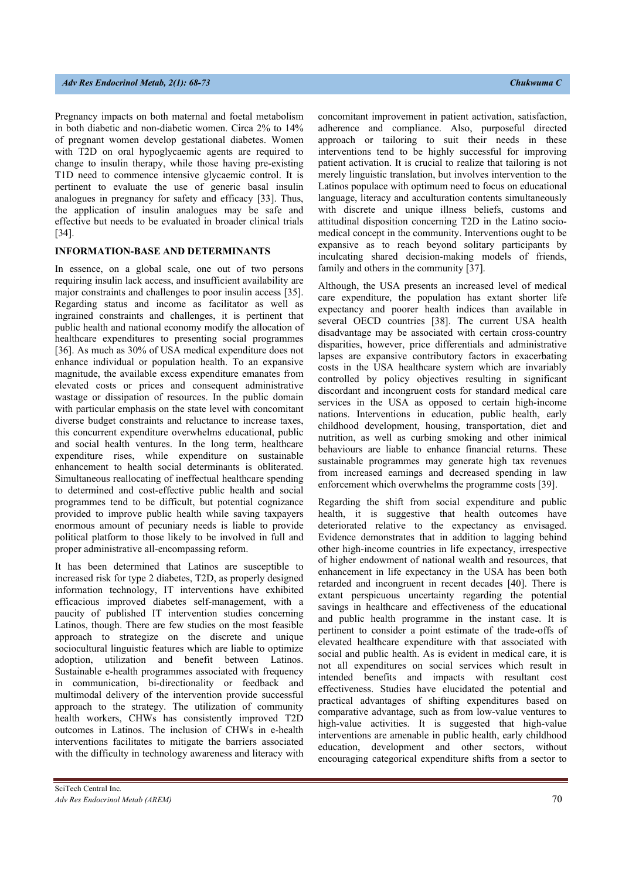Pregnancy impacts on both maternal and foetal metabolism in both diabetic and non-diabetic women. Circa 2% to 14% of pregnant women develop gestational diabetes. Women with T2D on oral hypoglycaemic agents are required to change to insulin therapy, while those having pre-existing T1D need to commence intensive glycaemic control. It is pertinent to evaluate the use of generic basal insulin analogues in pregnancy for safety and efficacy [33]. Thus, the application of insulin analogues may be safe and effective but needs to be evaluated in broader clinical trials [34].

## INFORMATION-BASE AND DETERMINANTS

In essence, on a global scale, one out of two persons requiring insulin lack access, and insufficient availability are major constraints and challenges to poor insulin access [35]. Regarding status and income as facilitator as well as ingrained constraints and challenges, it is pertinent that public health and national economy modify the allocation of healthcare expenditures to presenting social programmes [36]. As much as 30% of USA medical expenditure does not enhance individual or population health. To an expansive magnitude, the available excess expenditure emanates from elevated costs or prices and consequent administrative wastage or dissipation of resources. In the public domain with particular emphasis on the state level with concomitant diverse budget constraints and reluctance to increase taxes, this concurrent expenditure overwhelms educational, public and social health ventures. In the long term, healthcare expenditure rises, while expenditure on sustainable enhancement to health social determinants is obliterated. Simultaneous reallocating of ineffectual healthcare spending to determined and cost-effective public health and social programmes tend to be difficult, but potential cognizance provided to improve public health while saving taxpayers enormous amount of pecuniary needs is liable to provide political platform to those likely to be involved in full and proper administrative all-encompassing reform.

It has been determined that Latinos are susceptible to increased risk for type 2 diabetes, T2D, as properly designed information technology, IT interventions have exhibited efficacious improved diabetes self-management, with a paucity of published IT intervention studies concerning Latinos, though. There are few studies on the most feasible approach to strategize on the discrete and unique sociocultural linguistic features which are liable to optimize adoption, utilization and benefit between Latinos. Sustainable e-health programmes associated with frequency in communication, bi-directionality or feedback and multimodal delivery of the intervention provide successful approach to the strategy. The utilization of community health workers, CHWs has consistently improved T2D outcomes in Latinos. The inclusion of CHWs in e-health interventions facilitates to mitigate the barriers associated with the difficulty in technology awareness and literacy with concomitant improvement in patient activation, satisfaction, adherence and compliance. Also, purposeful directed approach or tailoring to suit their needs in these interventions tend to be highly successful for improving patient activation. It is crucial to realize that tailoring is not merely linguistic translation, but involves intervention to the Latinos populace with optimum need to focus on educational language, literacy and acculturation contents simultaneously with discrete and unique illness beliefs, customs and attitudinal disposition concerning T2D in the Latino socio-medical concept in the community. Interventions ought to be expansive as to reach beyond solitary participants by inculcating shared decision-making models of friends, family and others in the community [37].

Although, the USA presents an increased level of medical care expenditure, the population has extant shorter life expectancy and poorer health indices than available in several OECD countries [38]. The current USA health disadvantage may be associated with certain cross-country disparities, however, price differentials and administrative lapses are expansive contributory factors in exacerbating costs in the USA healthcare system which are invariably controlled by policy objectives resulting in significant discordant and incongruent costs for standard medical care services in the USA as opposed to certain high-income nations. Interventions in education, public health, early childhood development, housing, transportation, diet and nutrition, as well as curbing smoking and other inimical behaviours are liable to enhance financial returns. These sustainable programmes may generate high tax revenues from increased earnings and decreased spending in law enforcement which overwhelms the programme costs [39].

Regarding the shift from social expenditure and public health, it is suggestive that health outcomes have deteriorated relative to the expectancy as envisaged. Evidence demonstrates that in addition to lagging behind other high-income countries in life expectancy, irrespective of higher endowment of national wealth and resources, that enhancement in life expectancy in the USA has been both retarded and incongruent in recent decades [40]. There is extant perspicuous uncertainty regarding the potential savings in healthcare and effectiveness of the educational and public health programme in the instant case. It is pertinent to consider a point estimate of the trade-offs of elevated healthcare expenditure with that associated with social and public health. As is evident in medical care, it is not all expenditures on social services which result in intended benefits and impacts with resultant cost effectiveness. Studies have elucidated the potential and practical advantages of shifting expenditures based on comparative advantage, such as from low-value ventures to high-value activities. It is suggested that high-value interventions are amenable in public health, early childhood education, development and other sectors, without encouraging categorical expenditure shifts from a sector to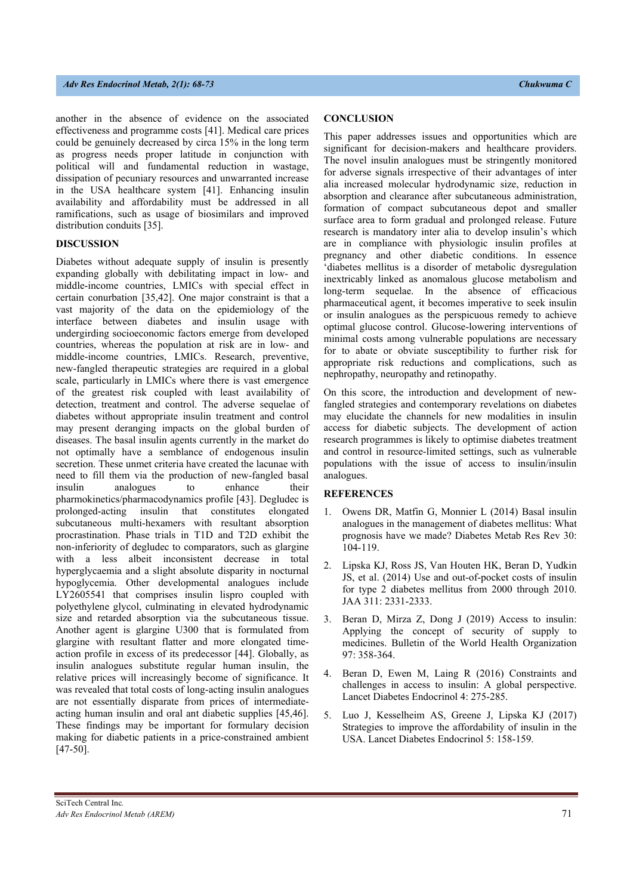another in the absence of evidence on the associated effectiveness and programme costs [41]. Medical care prices could be genuinely decreased by circa 15% in the long term as progress needs proper latitude in conjunction with political will and fundamental reduction in wastage, dissipation of pecuniary resources and unwarranted increase in the USA healthcare system [41]. Enhancing insulin availability and affordability must be addressed in all ramifications, such as usage of biosimilars and improved distribution conduits [35].

## DISCUSSION

Diabetes without adequate supply of insulin is presently expanding globally with debilitating impact in low- and middle-income countries, LMICs with special effect in certain conurbation [35,42]. One major constraint is that a vast majority of the data on the epidemiology of the interface between diabetes and insulin usage with undergirding socioeconomic factors emerge from developed countries, whereas the population at risk are in low- and middle-income countries, LMICs. Research, preventive, new-fangled therapeutic strategies are required in a global scale, particularly in LMICs where there is vast emergence of the greatest risk coupled with least availability of detection, treatment and control. The adverse sequelae of diabetes without appropriate insulin treatment and control may present deranging impacts on the global burden of diseases. The basal insulin agents currently in the market do not optimally have a semblance of endogenous insulin secretion. These unmet criteria have created the lacunae with need to fill them via the production of new-fangled basal insulin analogues to enhance their pharmokinetics/pharmacodynamics profile [43]. Degludec is prolonged-acting insulin that constitutes elongated subcutaneous multi-hexamers with resultant absorption procrastination. Phase trials in T1D and T2D exhibit the non-inferiority of degludec to comparators, such as glargine with a less albeit inconsistent decrease in total hyperglycaemia and a slight absolute disparity in nocturnal hypoglycemia. Other developmental analogues include LY2605541 that comprises insulin lispro coupled with polyethylene glycol, culminating in elevated hydrodynamic size and retarded absorption via the subcutaneous tissue. Another agent is glargine U300 that is formulated from glargine with resultant flatter and more elongated time-action profile in excess of its predecessor [44]. Globally, as insulin analogues substitute regular human insulin, the relative prices will increasingly become of significance. It was revealed that total costs of long-acting insulin analogues are not essentially disparate from prices of intermediate-acting human insulin and oral ant diabetic supplies [45,46]. These findings may be important for formulary decision making for diabetic patients in a price-constrained ambient [47-50].

## CONCLUSION

This paper addresses issues and opportunities which are significant for decision-makers and healthcare providers. The novel insulin analogues must be stringently monitored for adverse signals irrespective of their advantages of inter alia increased molecular hydrodynamic size, reduction in absorption and clearance after subcutaneous administration, formation of compact subcutaneous depot and smaller surface area to form gradual and prolonged release. Future research is mandatory inter alia to develop insulin's which are in compliance with physiologic insulin profiles at pregnancy and other diabetic conditions. In essence 'diabetes mellitus is a disorder of metabolic dysregulation inextricably linked as anomalous glucose metabolism and long-term sequelae. In the absence of efficacious pharmaceutical agent, it becomes imperative to seek insulin or insulin analogues as the perspicuous remedy to achieve optimal glucose control. Glucose-lowering interventions of minimal costs among vulnerable populations are necessary for to abate or obviate susceptibility to further risk for appropriate risk reductions and complications, such as nephropathy, neuropathy and retinopathy.

On this score, the introduction and development of new-fangled strategies and contemporary revelations on diabetes may elucidate the channels for new modalities in insulin access for diabetic subjects. The development of action research programmes is likely to optimise diabetes treatment and control in resource-limited settings, such as vulnerable populations with the issue of access to insulin/insulin analogues.

## REFERENCES

1. Owens DR, Matfin G, Monnier L (2014) Basal insulin analogues in the management of diabetes mellitus: What prognosis have we made? Diabetes Metab Res Rev 30: 104-119.

2. Lipska KJ, Ross JS, Van Houten HK, Beran D, Yudkin JS, et al. (2014) Use and out-of-pocket costs of insulin for type 2 diabetes mellitus from 2000 through 2010. JAA 311: 2331-2333.

3. Beran D, Mirza Z, Dong J (2019) Access to insulin: Applying the concept of security of supply to medicines. Bulletin of the World Health Organization 97: 358-364.

4. Beran D, Ewen M, Laing R (2016) Constraints and challenges in access to insulin: A global perspective. Lancet Diabetes Endocrinol 4: 275-285.

5. Luo J, Kesselheim AS, Greene J, Lipska KJ (2017) Strategies to improve the affordability of insulin in the USA. Lancet Diabetes Endocrinol 5: 158-159.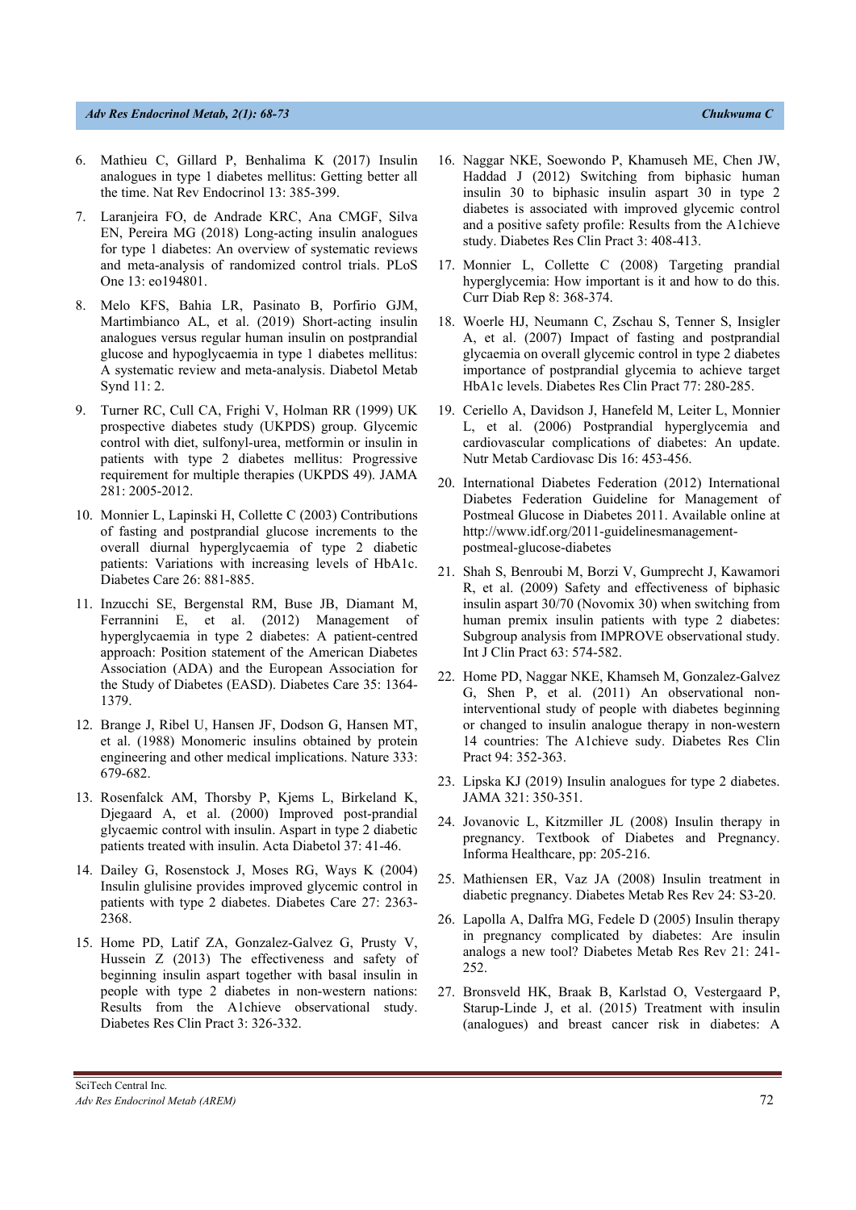6. Mathieu C, Gillard P, Benhalima K (2017) Insulin analogues in type 1 diabetes mellitus: Getting better all the time. Nat Rev Endocrinol 13: 385-399.
7. Laranjeira FO, de Andrade KRC, Ana CMGF, Silva EN, Pereira MG (2018) Long-acting insulin analogues for type 1 diabetes: An overview of systematic reviews and meta-analysis of randomized control trials. PLoS One 13: eo194801.
8. Melo KFS, Bahia LR, Pasinato B, Porfirio GJM, Martimbianco AL, et al. (2019) Short-acting insulin analogues versus regular human insulin on postprandial glucose and hypoglycaemia in type 1 diabetes mellitus: A systematic review and meta-analysis. Diabetol Metab Synd 11: 2.
9. Turner RC, Cull CA, Frighi V, Holman RR (1999) UK prospective diabetes study (UKPDS) group. Glycemic control with diet, sulfonyl-urea, metformin or insulin in patients with type 2 diabetes mellitus: Progressive requirement for multiple therapies (UKPDS 49). JAMA 281: 2005-2012.
10. Monnier L, Lapinski H, Collette C (2003) Contributions of fasting and postprandial glucose increments to the overall diurnal hyperglycaemia of type 2 diabetic patients: Variations with increasing levels of HbA1c. Diabetes Care 26: 881-885.
11. Inzucchi SE, Bergenstal RM, Buse JB, Diamant M, Ferrannini E, et al. (2012) Management of hyperglycaemia in type 2 diabetes: A patient-centred approach: Position statement of the American Diabetes Association (ADA) and the European Association for the Study of Diabetes (EASD). Diabetes Care 35: 1364-1379.
12. Brange J, Ribel U, Hansen JF, Dodson G, Hansen MT, et al. (1988) Monomeric insulins obtained by protein engineering and other medical implications. Nature 333: 679-682.
13. Rosenfalck AM, Thorsby P, Kjems L, Birkeland K, Djegaard A, et al. (2000) Improved post-prandial glycaemic control with insulin. Aspart in type 2 diabetic patients treated with insulin. Acta Diabetol 37: 41-46.
14. Dailey G, Rosenstock J, Moses RG, Ways K (2004) Insulin glulisine provides improved glycemic control in patients with type 2 diabetes. Diabetes Care 27: 2363-2368.
15. Home PD, Latif ZA, Gonzalez-Galvez G, Prusty V, Hussein Z (2013) The effectiveness and safety of beginning insulin aspart together with basal insulin in people with type 2 diabetes in non-western nations: Results from the A1chieve observational study. Diabetes Res Clin Pract 3: 326-332.
16. Naggar NKE, Soewondo P, Khamuseh ME, Chen JW, Haddad J (2012) Switching from biphasic human insulin 30 to biphasic insulin aspart 30 in type 2 diabetes is associated with improved glycemic control and a positive safety profile: Results from the A1chieve study. Diabetes Res Clin Pract 3: 408-413.
17. Monnier L, Collette C (2008) Targeting prandial hyperglycemia: How important is it and how to do this. Curr Diab Rep 8: 368-374.
18. Woerle HJ, Neumann C, Zschau S, Tenner S, Insigler A, et al. (2007) Impact of fasting and postprandial glycaemia on overall glycemic control in type 2 diabetes importance of postprandial glycemia to achieve target HbA1c levels. Diabetes Res Clin Pract 77: 280-285.
19. Ceriello A, Davidson J, Hanefeld M, Leiter L, Monnier L, et al. (2006) Postprandial hyperglycemia and cardiovascular complications of diabetes: An update. Nutr Metab Cardiovasc Dis 16: 453-456.
20. International Diabetes Federation (2012) International Diabetes Federation Guideline for Management of Postmeal Glucose in Diabetes 2011. Available online at http://www.idf.org/2011-guidelinesmanagement-postmeal-glucose-diabetes
21. Shah S, Benroubi M, Borzi V, Gumprecht J, Kawamori R, et al. (2009) Safety and effectiveness of biphasic insulin aspart 30/70 (Novomix 30) when switching from human premix insulin patients with type 2 diabetes: Subgroup analysis from IMPROVE observational study. Int J Clin Pract 63: 574-582.
22. Home PD, Naggar NKE, Khamseh M, Gonzalez-Galvez G, Shen P, et al. (2011) An observational non-interventional study of people with diabetes beginning or changed to insulin analogue therapy in non-western 14 countries: The A1chieve sudy. Diabetes Res Clin Pract 94: 352-363.
23. Lipska KJ (2019) Insulin analogues for type 2 diabetes. JAMA 321: 350-351.
24. Jovanovic L, Kitzmiller JL (2008) Insulin therapy in pregnancy. Textbook of Diabetes and Pregnancy. Informa Healthcare, pp: 205-216.
25. Mathiensen ER, Vaz JA (2008) Insulin treatment in diabetic pregnancy. Diabetes Metab Res Rev 24: S3-20.
26. Lapolla A, Dalfra MG, Fedele D (2005) Insulin therapy in pregnancy complicated by diabetes: Are insulin analogs a new tool? Diabetes Metab Res Rev 21: 241-252.
27. Bronsveld HK, Braak B, Karlstad O, Vestergaard P, Starup-Linde J, et al. (2015) Treatment with insulin (analogues) and breast cancer risk in diabetes: A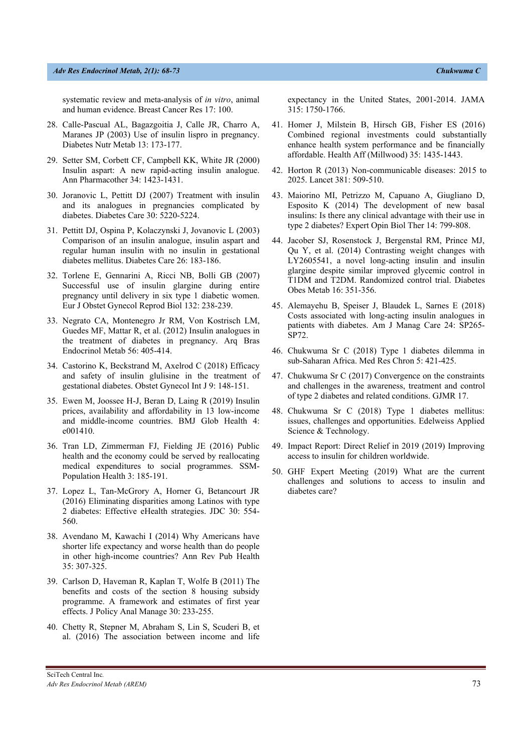systematic review and meta-analysis of *in vitro*, animal and human evidence. Breast Cancer Res 17: 100.

28. Calle-Pascual AL, Bagazgoitia J, Calle JR, Charro A, Maranes JP (2003) Use of insulin lispro in pregnancy. Diabetes Nutr Metab 13: 173-177.
29. Setter SM, Corbett CF, Campbell KK, White JR (2000) Insulin aspart: A new rapid-acting insulin analogue. Ann Pharmacother 34: 1423-1431.
30. Joranovic L, Pettitt DJ (2007) Treatment with insulin and its analogues in pregnancies complicated by diabetes. Diabetes Care 30: 5220-5224.
31. Pettitt DJ, Ospina P, Kolaczynski J, Jovanovic L (2003) Comparison of an insulin analogue, insulin aspart and regular human insulin with no insulin in gestational diabetes mellitus. Diabetes Care 26: 183-186.
32. Torlene E, Gennarini A, Ricci NB, Bolli GB (2007) Successful use of insulin glargine during entire pregnancy until delivery in six type 1 diabetic women. Eur J Obstet Gynecol Reprod Biol 132: 238-239.
33. Negrato CA, Montenegro Jr RM, Von Kostrisch LM, Guedes MF, Mattar R, et al. (2012) Insulin analogues in the treatment of diabetes in pregnancy. Arq Bras Endocrinol Metab 56: 405-414.
34. Castorino K, Beckstrand M, Axelrod C (2018) Efficacy and safety of insulin glulisine in the treatment of gestational diabetes. Obstet Gynecol Int J 9: 148-151.
35. Ewen M, Joossee H-J, Beran D, Laing R (2019) Insulin prices, availability and affordability in 13 low-income and middle-income countries. BMJ Glob Health 4: e001410.
36. Tran LD, Zimmerman FJ, Fielding JE (2016) Public health and the economy could be served by reallocating medical expenditures to social programmes. SSM-Population Health 3: 185-191.
37. Lopez L, Tan-McGrory A, Horner G, Betancourt JR (2016) Eliminating disparities among Latinos with type 2 diabetes: Effective eHealth strategies. JDC 30: 554-560.
38. Avendano M, Kawachi I (2014) Why Americans have shorter life expectancy and worse health than do people in other high-income countries? Ann Rev Pub Health 35: 307-325.
39. Carlson D, Haveman R, Kaplan T, Wolfe B (2011) The benefits and costs of the section 8 housing subsidy programme. A framework and estimates of first year effects. J Policy Anal Manage 30: 233-255.
40. Chetty R, Stepner M, Abraham S, Lin S, Scuderi B, et al. (2016) The association between income and life expectancy in the United States, 2001-2014. JAMA 315: 1750-1766.
41. Homer J, Milstein B, Hirsch GB, Fisher ES (2016) Combined regional investments could substantially enhance health system performance and be financially affordable. Health Aff (Millwood) 35: 1435-1443.
42. Horton R (2013) Non-communicable diseases: 2015 to 2025. Lancet 381: 509-510.
43. Maiorino MI, Petrizzo M, Capuano A, Giugliano D, Esposito K (2014) The development of new basal insulins: Is there any clinical advantage with their use in type 2 diabetes? Expert Opin Biol Ther 14: 799-808.
44. Jacober SJ, Rosenstock J, Bergenstal RM, Prince MJ, Qu Y, et al. (2014) Contrasting weight changes with LY2605541, a novel long-acting insulin and insulin glargine despite similar improved glycemic control in T1DM and T2DM. Randomized control trial. Diabetes Obes Metab 16: 351-356.
45. Alemayehu B, Speiser J, Blaudek L, Sarnes E (2018) Costs associated with long-acting insulin analogues in patients with diabetes. Am J Manag Care 24: SP265-SP72.
46. Chukwuma Sr C (2018) Type 1 diabetes dilemma in sub-Saharan Africa. Med Res Chron 5: 421-425.
47. Chukwuma Sr C (2017) Convergence on the constraints and challenges in the awareness, treatment and control of type 2 diabetes and related conditions. GJMR 17.
48. Chukwuma Sr C (2018) Type 1 diabetes mellitus: issues, challenges and opportunities. Edelweiss Applied Science & Technology.
49. Impact Report: Direct Relief in 2019 (2019) Improving access to insulin for children worldwide.
50. GHF Expert Meeting (2019) What are the current challenges and solutions to access to insulin and diabetes care?